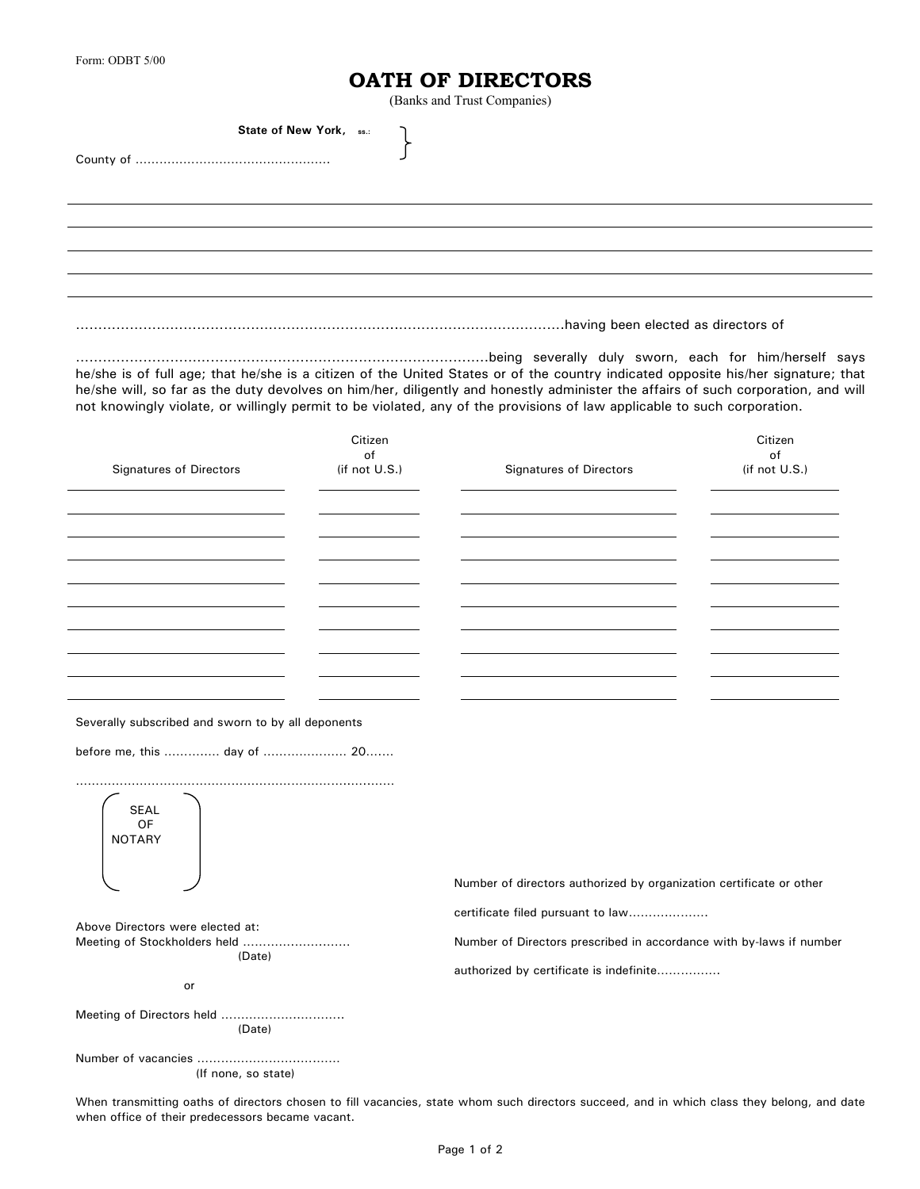Form: ODBT 5/00

# OATH OF DIRECTORS

(Banks and Trust Companies)

**State of New York,** ss.:

County of ................................................

______________________________________________

______________________________________________

______________________________________________

______________________________________________

..............................................................................................................having been elected as directors of

..........................................................................................being severally duly sworn, each for him/herself says he/she is of full age; that he/she is a citizen of the United States or of the country indicated opposite his/her signature; that he/she will, so far as the duty devolves on him/her, diligently and honestly administer the affairs of such corporation, and will not knowingly violate, or willingly permit to be violated, any of the provisions of law applicable to such corporation.

| Signatures of Directors | Citizen of (if not U.S.) | Signatures of Directors | Citizen of (if not U.S.) |
|---|---|---|---|
| | | | |
| | | | |
| | | | |
| | | | |
| | | | |
| | | | |
| | | | |
| | | | |
| | | | |

Severally subscribed and sworn to by all deponents

before me, this ............. day of ..................... 20.......

...............................................................................

SEAL OF NOTARY

Above Directors were elected at:
Meeting of Stockholders held ..........................
(Date)

or

Meeting of Directors held ..............................
(Date)

Number of vacancies ...................................
(If none, so state)

Number of directors authorized by organization certificate or other certificate filed pursuant to law....................

Number of Directors prescribed in accordance with by-laws if number authorized by certificate is indefinite................

When transmitting oaths of directors chosen to fill vacancies, state whom such directors succeed, and in which class they belong, and date when office of their predecessors became vacant.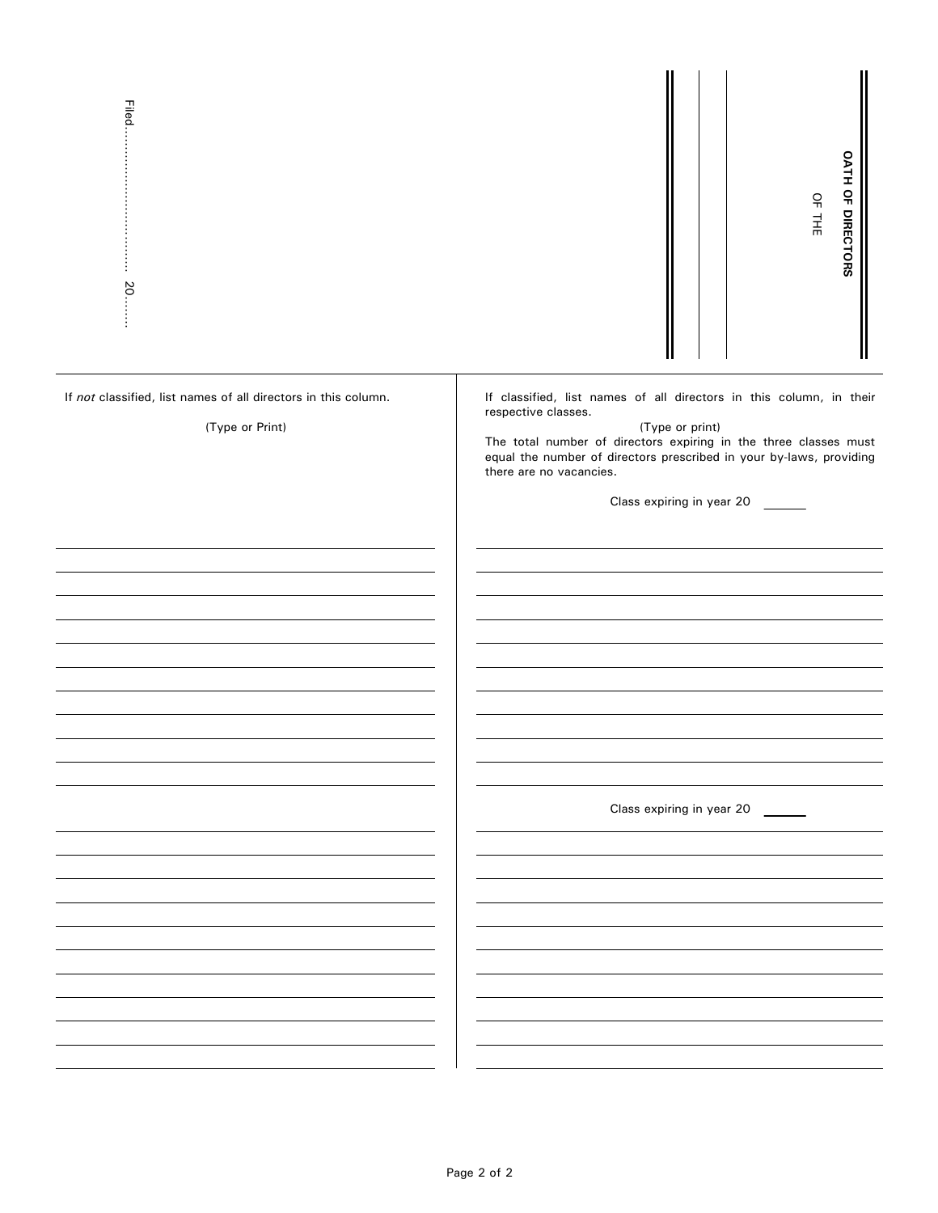## OATH OF DIRECTORS

OF THE

Filed.............................. 20........

If *not* classified, list names of all directors in this column.

(Type or Print)

\_\_\_\_\_\_\_\_\_\_\_\_\_\_\_\_\_\_\_\_\_\_\_\_\_\_\_\_\_\_\_\_\_\_\_\_\_\_\_\_

\_\_\_\_\_\_\_\_\_\_\_\_\_\_\_\_\_\_\_\_\_\_\_\_\_\_\_\_\_\_\_\_\_\_\_\_\_\_\_\_

\_\_\_\_\_\_\_\_\_\_\_\_\_\_\_\_\_\_\_\_\_\_\_\_\_\_\_\_\_\_\_\_\_\_\_\_\_\_\_\_

\_\_\_\_\_\_\_\_\_\_\_\_\_\_\_\_\_\_\_\_\_\_\_\_\_\_\_\_\_\_\_\_\_\_\_\_\_\_\_\_

\_\_\_\_\_\_\_\_\_\_\_\_\_\_\_\_\_\_\_\_\_\_\_\_\_\_\_\_\_\_\_\_\_\_\_\_\_\_\_\_

\_\_\_\_\_\_\_\_\_\_\_\_\_\_\_\_\_\_\_\_\_\_\_\_\_\_\_\_\_\_\_\_\_\_\_\_\_\_\_\_

\_\_\_\_\_\_\_\_\_\_\_\_\_\_\_\_\_\_\_\_\_\_\_\_\_\_\_\_\_\_\_\_\_\_\_\_\_\_\_\_

\_\_\_\_\_\_\_\_\_\_\_\_\_\_\_\_\_\_\_\_\_\_\_\_\_\_\_\_\_\_\_\_\_\_\_\_\_\_\_\_

\_\_\_\_\_\_\_\_\_\_\_\_\_\_\_\_\_\_\_\_\_\_\_\_\_\_\_\_\_\_\_\_\_\_\_\_\_\_\_\_

\_\_\_\_\_\_\_\_\_\_\_\_\_\_\_\_\_\_\_\_\_\_\_\_\_\_\_\_\_\_\_\_\_\_\_\_\_\_\_\_

\_\_\_\_\_\_\_\_\_\_\_\_\_\_\_\_\_\_\_\_\_\_\_\_\_\_\_\_\_\_\_\_\_\_\_\_\_\_\_\_

\_\_\_\_\_\_\_\_\_\_\_\_\_\_\_\_\_\_\_\_\_\_\_\_\_\_\_\_\_\_\_\_\_\_\_\_\_\_\_\_

\_\_\_\_\_\_\_\_\_\_\_\_\_\_\_\_\_\_\_\_\_\_\_\_\_\_\_\_\_\_\_\_\_\_\_\_\_\_\_\_

\_\_\_\_\_\_\_\_\_\_\_\_\_\_\_\_\_\_\_\_\_\_\_\_\_\_\_\_\_\_\_\_\_\_\_\_\_\_\_\_

\_\_\_\_\_\_\_\_\_\_\_\_\_\_\_\_\_\_\_\_\_\_\_\_\_\_\_\_\_\_\_\_\_\_\_\_\_\_\_\_

\_\_\_\_\_\_\_\_\_\_\_\_\_\_\_\_\_\_\_\_\_\_\_\_\_\_\_\_\_\_\_\_\_\_\_\_\_\_\_\_

\_\_\_\_\_\_\_\_\_\_\_\_\_\_\_\_\_\_\_\_\_\_\_\_\_\_\_\_\_\_\_\_\_\_\_\_\_\_\_\_

\_\_\_\_\_\_\_\_\_\_\_\_\_\_\_\_\_\_\_\_\_\_\_\_\_\_\_\_\_\_\_\_\_\_\_\_\_\_\_\_

\_\_\_\_\_\_\_\_\_\_\_\_\_\_\_\_\_\_\_\_\_\_\_\_\_\_\_\_\_\_\_\_\_\_\_\_\_\_\_\_

\_\_\_\_\_\_\_\_\_\_\_\_\_\_\_\_\_\_\_\_\_\_\_\_\_\_\_\_\_\_\_\_\_\_\_\_\_\_\_\_

\_\_\_\_\_\_\_\_\_\_\_\_\_\_\_\_\_\_\_\_\_\_\_\_\_\_\_\_\_\_\_\_\_\_\_\_\_\_\_\_

If classified, list names of all directors in this column, in their respective classes.

(Type or print)

The total number of directors expiring in the three classes must equal the number of directors prescribed in your by-laws, providing there are no vacancies.

Class expiring in year 20 \_\_\_\_\_\_

\_\_\_\_\_\_\_\_\_\_\_\_\_\_\_\_\_\_\_\_\_\_\_\_\_\_\_\_\_\_\_\_\_\_\_\_\_\_\_\_

\_\_\_\_\_\_\_\_\_\_\_\_\_\_\_\_\_\_\_\_\_\_\_\_\_\_\_\_\_\_\_\_\_\_\_\_\_\_\_\_

\_\_\_\_\_\_\_\_\_\_\_\_\_\_\_\_\_\_\_\_\_\_\_\_\_\_\_\_\_\_\_\_\_\_\_\_\_\_\_\_

\_\_\_\_\_\_\_\_\_\_\_\_\_\_\_\_\_\_\_\_\_\_\_\_\_\_\_\_\_\_\_\_\_\_\_\_\_\_\_\_

\_\_\_\_\_\_\_\_\_\_\_\_\_\_\_\_\_\_\_\_\_\_\_\_\_\_\_\_\_\_\_\_\_\_\_\_\_\_\_\_

\_\_\_\_\_\_\_\_\_\_\_\_\_\_\_\_\_\_\_\_\_\_\_\_\_\_\_\_\_\_\_\_\_\_\_\_\_\_\_\_

\_\_\_\_\_\_\_\_\_\_\_\_\_\_\_\_\_\_\_\_\_\_\_\_\_\_\_\_\_\_\_\_\_\_\_\_\_\_\_\_

\_\_\_\_\_\_\_\_\_\_\_\_\_\_\_\_\_\_\_\_\_\_\_\_\_\_\_\_\_\_\_\_\_\_\_\_\_\_\_\_

\_\_\_\_\_\_\_\_\_\_\_\_\_\_\_\_\_\_\_\_\_\_\_\_\_\_\_\_\_\_\_\_\_\_\_\_\_\_\_\_

\_\_\_\_\_\_\_\_\_\_\_\_\_\_\_\_\_\_\_\_\_\_\_\_\_\_\_\_\_\_\_\_\_\_\_\_\_\_\_\_

\_\_\_\_\_\_\_\_\_\_\_\_\_\_\_\_\_\_\_\_\_\_\_\_\_\_\_\_\_\_\_\_\_\_\_\_\_\_\_\_

Class expiring in year 20 \_\_\_\_\_\_

\_\_\_\_\_\_\_\_\_\_\_\_\_\_\_\_\_\_\_\_\_\_\_\_\_\_\_\_\_\_\_\_\_\_\_\_\_\_\_\_

\_\_\_\_\_\_\_\_\_\_\_\_\_\_\_\_\_\_\_\_\_\_\_\_\_\_\_\_\_\_\_\_\_\_\_\_\_\_\_\_

\_\_\_\_\_\_\_\_\_\_\_\_\_\_\_\_\_\_\_\_\_\_\_\_\_\_\_\_\_\_\_\_\_\_\_\_\_\_\_\_

\_\_\_\_\_\_\_\_\_\_\_\_\_\_\_\_\_\_\_\_\_\_\_\_\_\_\_\_\_\_\_\_\_\_\_\_\_\_\_\_

\_\_\_\_\_\_\_\_\_\_\_\_\_\_\_\_\_\_\_\_\_\_\_\_\_\_\_\_\_\_\_\_\_\_\_\_\_\_\_\_

\_\_\_\_\_\_\_\_\_\_\_\_\_\_\_\_\_\_\_\_\_\_\_\_\_\_\_\_\_\_\_\_\_\_\_\_\_\_\_\_

\_\_\_\_\_\_\_\_\_\_\_\_\_\_\_\_\_\_\_\_\_\_\_\_\_\_\_\_\_\_\_\_\_\_\_\_\_\_\_\_

\_\_\_\_\_\_\_\_\_\_\_\_\_\_\_\_\_\_\_\_\_\_\_\_\_\_\_\_\_\_\_\_\_\_\_\_\_\_\_\_

\_\_\_\_\_\_\_\_\_\_\_\_\_\_\_\_\_\_\_\_\_\_\_\_\_\_\_\_\_\_\_\_\_\_\_\_\_\_\_\_

\_\_\_\_\_\_\_\_\_\_\_\_\_\_\_\_\_\_\_\_\_\_\_\_\_\_\_\_\_\_\_\_\_\_\_\_\_\_\_\_